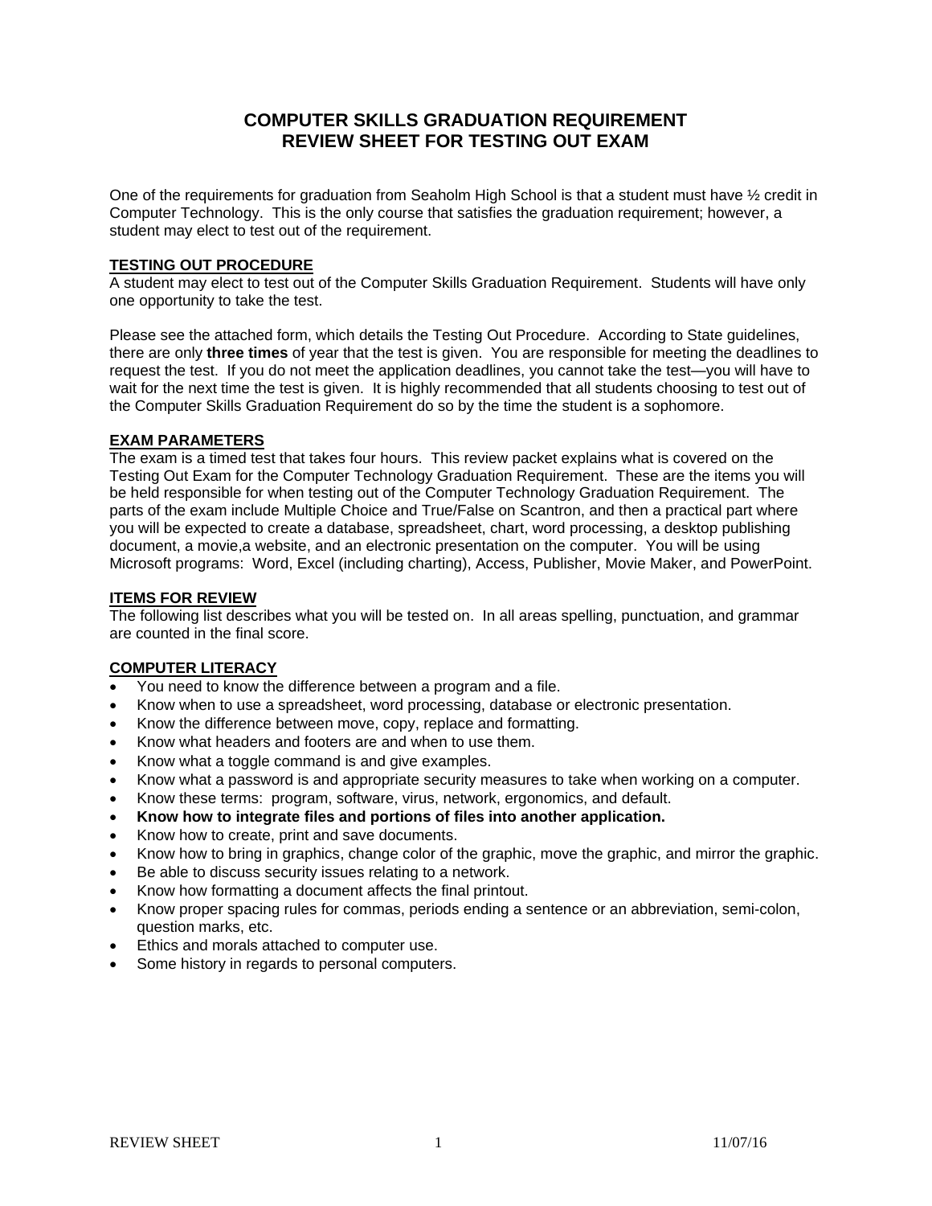# COMPUTER SKILLS GRADUATION REQUIREMENT
# REVIEW SHEET FOR TESTING OUT EXAM

One of the requirements for graduation from Seaholm High School is that a student must have ½ credit in Computer Technology. This is the only course that satisfies the graduation requirement; however, a student may elect to test out of the requirement.

## TESTING OUT PROCEDURE

A student may elect to test out of the Computer Skills Graduation Requirement. Students will have only one opportunity to take the test.

Please see the attached form, which details the Testing Out Procedure. According to State guidelines, there are only **three times** of year that the test is given. You are responsible for meeting the deadlines to request the test. If you do not meet the application deadlines, you cannot take the test—you will have to wait for the next time the test is given. It is highly recommended that all students choosing to test out of the Computer Skills Graduation Requirement do so by the time the student is a sophomore.

## EXAM PARAMETERS

The exam is a timed test that takes four hours. This review packet explains what is covered on the Testing Out Exam for the Computer Technology Graduation Requirement. These are the items you will be held responsible for when testing out of the Computer Technology Graduation Requirement. The parts of the exam include Multiple Choice and True/False on Scantron, and then a practical part where you will be expected to create a database, spreadsheet, chart, word processing, a desktop publishing document, a movie,a website, and an electronic presentation on the computer. You will be using Microsoft programs: Word, Excel (including charting), Access, Publisher, Movie Maker, and PowerPoint.

## ITEMS FOR REVIEW

The following list describes what you will be tested on. In all areas spelling, punctuation, and grammar are counted in the final score.

## COMPUTER LITERACY

- You need to know the difference between a program and a file.
- Know when to use a spreadsheet, word processing, database or electronic presentation.
- Know the difference between move, copy, replace and formatting.
- Know what headers and footers are and when to use them.
- Know what a toggle command is and give examples.
- Know what a password is and appropriate security measures to take when working on a computer.
- Know these terms: program, software, virus, network, ergonomics, and default.
- **Know how to integrate files and portions of files into another application.**
- Know how to create, print and save documents.
- Know how to bring in graphics, change color of the graphic, move the graphic, and mirror the graphic.
- Be able to discuss security issues relating to a network.
- Know how formatting a document affects the final printout.
- Know proper spacing rules for commas, periods ending a sentence or an abbreviation, semi-colon, question marks, etc.
- Ethics and morals attached to computer use.
- Some history in regards to personal computers.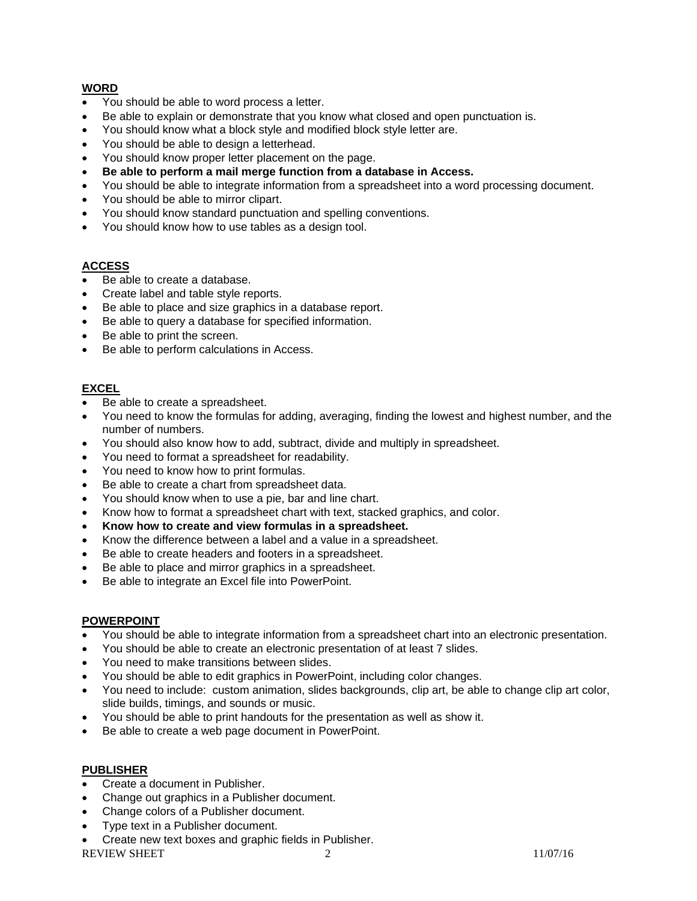**WORD**

- You should be able to word process a letter.
- Be able to explain or demonstrate that you know what closed and open punctuation is.
- You should know what a block style and modified block style letter are.
- You should be able to design a letterhead.
- You should know proper letter placement on the page.
- **Be able to perform a mail merge function from a database in Access.**
- You should be able to integrate information from a spreadsheet into a word processing document.
- You should be able to mirror clipart.
- You should know standard punctuation and spelling conventions.
- You should know how to use tables as a design tool.

**ACCESS**

- Be able to create a database.
- Create label and table style reports.
- Be able to place and size graphics in a database report.
- Be able to query a database for specified information.
- Be able to print the screen.
- Be able to perform calculations in Access.

**EXCEL**

- Be able to create a spreadsheet.
- You need to know the formulas for adding, averaging, finding the lowest and highest number, and the number of numbers.
- You should also know how to add, subtract, divide and multiply in spreadsheet.
- You need to format a spreadsheet for readability.
- You need to know how to print formulas.
- Be able to create a chart from spreadsheet data.
- You should know when to use a pie, bar and line chart.
- Know how to format a spreadsheet chart with text, stacked graphics, and color.
- **Know how to create and view formulas in a spreadsheet.**
- Know the difference between a label and a value in a spreadsheet.
- Be able to create headers and footers in a spreadsheet.
- Be able to place and mirror graphics in a spreadsheet.
- Be able to integrate an Excel file into PowerPoint.

**POWERPOINT**

- You should be able to integrate information from a spreadsheet chart into an electronic presentation.
- You should be able to create an electronic presentation of at least 7 slides.
- You need to make transitions between slides.
- You should be able to edit graphics in PowerPoint, including color changes.
- You need to include: custom animation, slides backgrounds, clip art, be able to change clip art color, slide builds, timings, and sounds or music.
- You should be able to print handouts for the presentation as well as show it.
- Be able to create a web page document in PowerPoint.

**PUBLISHER**

- Create a document in Publisher.
- Change out graphics in a Publisher document.
- Change colors of a Publisher document.
- Type text in a Publisher document.
- Create new text boxes and graphic fields in Publisher.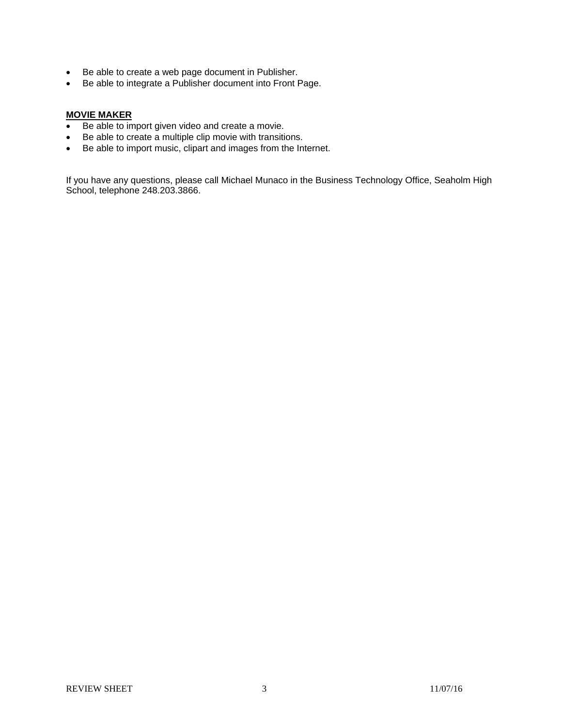- Be able to create a web page document in Publisher.
- Be able to integrate a Publisher document into Front Page.

**MOVIE MAKER**

- Be able to import given video and create a movie.
- Be able to create a multiple clip movie with transitions.
- Be able to import music, clipart and images from the Internet.

If you have any questions, please call Michael Munaco in the Business Technology Office, Seaholm High School, telephone 248.203.3866.